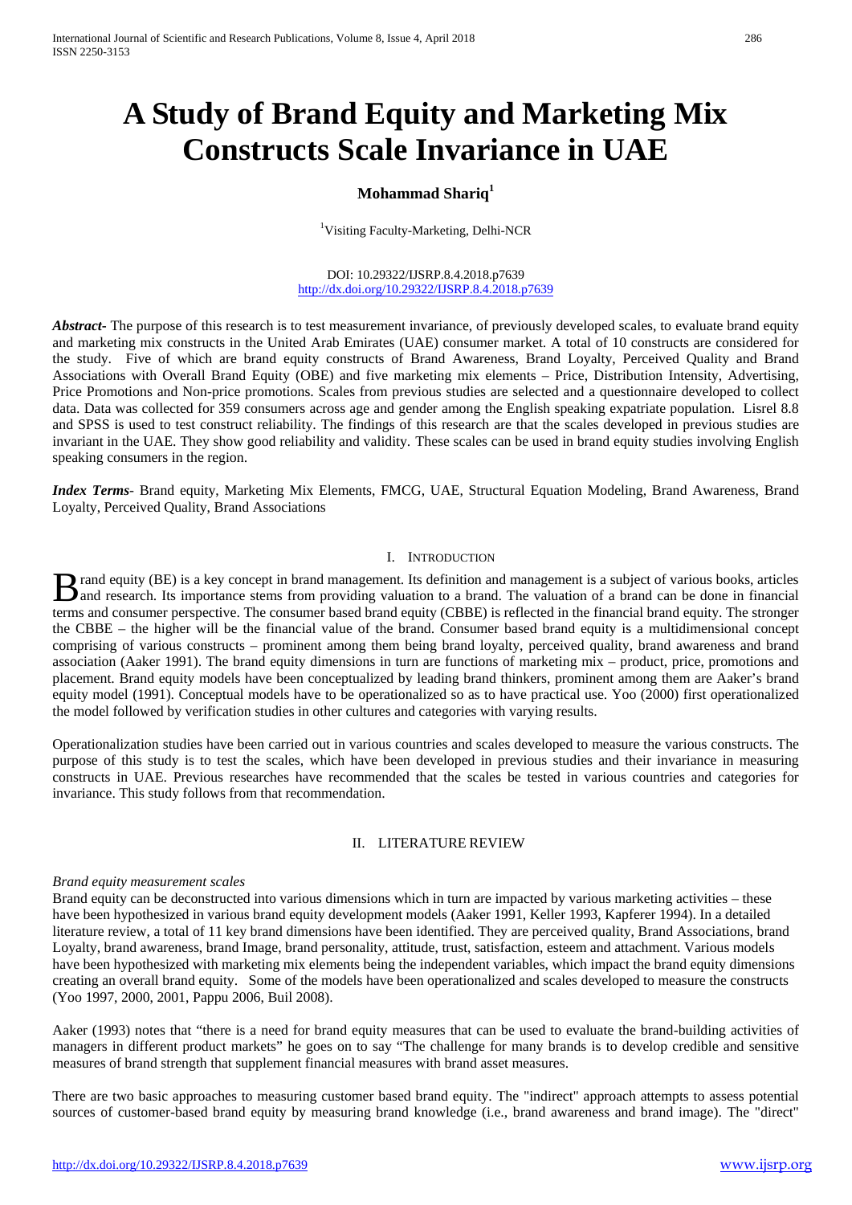# A Study of Brand Equity and Marketing Mix Constructs Scale Invariance in UAE

**Mohammad Shariq**[1]

[1]Visiting Faculty-Marketing, Delhi-NCR

DOI: 10.29322/IJSRP.8.4.2018.p7639
http://dx.doi.org/10.29322/IJSRP.8.4.2018.p7639

***Abstract-*** The purpose of this research is to test measurement invariance, of previously developed scales, to evaluate brand equity and marketing mix constructs in the United Arab Emirates (UAE) consumer market. A total of 10 constructs are considered for the study. Five of which are brand equity constructs of Brand Awareness, Brand Loyalty, Perceived Quality and Brand Associations with Overall Brand Equity (OBE) and five marketing mix elements – Price, Distribution Intensity, Advertising, Price Promotions and Non-price promotions. Scales from previous studies are selected and a questionnaire developed to collect data. Data was collected for 359 consumers across age and gender among the English speaking expatriate population. Lisrel 8.8 and SPSS is used to test construct reliability. The findings of this research are that the scales developed in previous studies are invariant in the UAE. They show good reliability and validity. These scales can be used in brand equity studies involving English speaking consumers in the region.

***Index Terms-*** Brand equity, Marketing Mix Elements, FMCG, UAE, Structural Equation Modeling, Brand Awareness, Brand Loyalty, Perceived Quality, Brand Associations

## I. Introduction

Brand equity (BE) is a key concept in brand management. Its definition and management is a subject of various books, articles and research. Its importance stems from providing valuation to a brand. The valuation of a brand can be done in financial terms and consumer perspective. The consumer based brand equity (CBBE) is reflected in the financial brand equity. The stronger the CBBE – the higher will be the financial value of the brand. Consumer based brand equity is a multidimensional concept comprising of various constructs – prominent among them being brand loyalty, perceived quality, brand awareness and brand association (Aaker 1991). The brand equity dimensions in turn are functions of marketing mix – product, price, promotions and placement. Brand equity models have been conceptualized by leading brand thinkers, prominent among them are Aaker's brand equity model (1991). Conceptual models have to be operationalized so as to have practical use. Yoo (2000) first operationalized the model followed by verification studies in other cultures and categories with varying results.

Operationalization studies have been carried out in various countries and scales developed to measure the various constructs. The purpose of this study is to test the scales, which have been developed in previous studies and their invariance in measuring constructs in UAE. Previous researches have recommended that the scales be tested in various countries and categories for invariance. This study follows from that recommendation.

## II. Literature Review

*Brand equity measurement scales*

Brand equity can be deconstructed into various dimensions which in turn are impacted by various marketing activities – these have been hypothesized in various brand equity development models (Aaker 1991, Keller 1993, Kapferer 1994). In a detailed literature review, a total of 11 key brand dimensions have been identified. They are perceived quality, Brand Associations, brand Loyalty, brand awareness, brand Image, brand personality, attitude, trust, satisfaction, esteem and attachment. Various models have been hypothesized with marketing mix elements being the independent variables, which impact the brand equity dimensions creating an overall brand equity. Some of the models have been operationalized and scales developed to measure the constructs (Yoo 1997, 2000, 2001, Pappu 2006, Buil 2008).

Aaker (1993) notes that "there is a need for brand equity measures that can be used to evaluate the brand-building activities of managers in different product markets" he goes on to say "The challenge for many brands is to develop credible and sensitive measures of brand strength that supplement financial measures with brand asset measures.

There are two basic approaches to measuring customer based brand equity. The "indirect" approach attempts to assess potential sources of customer-based brand equity by measuring brand knowledge (i.e., brand awareness and brand image). The "direct"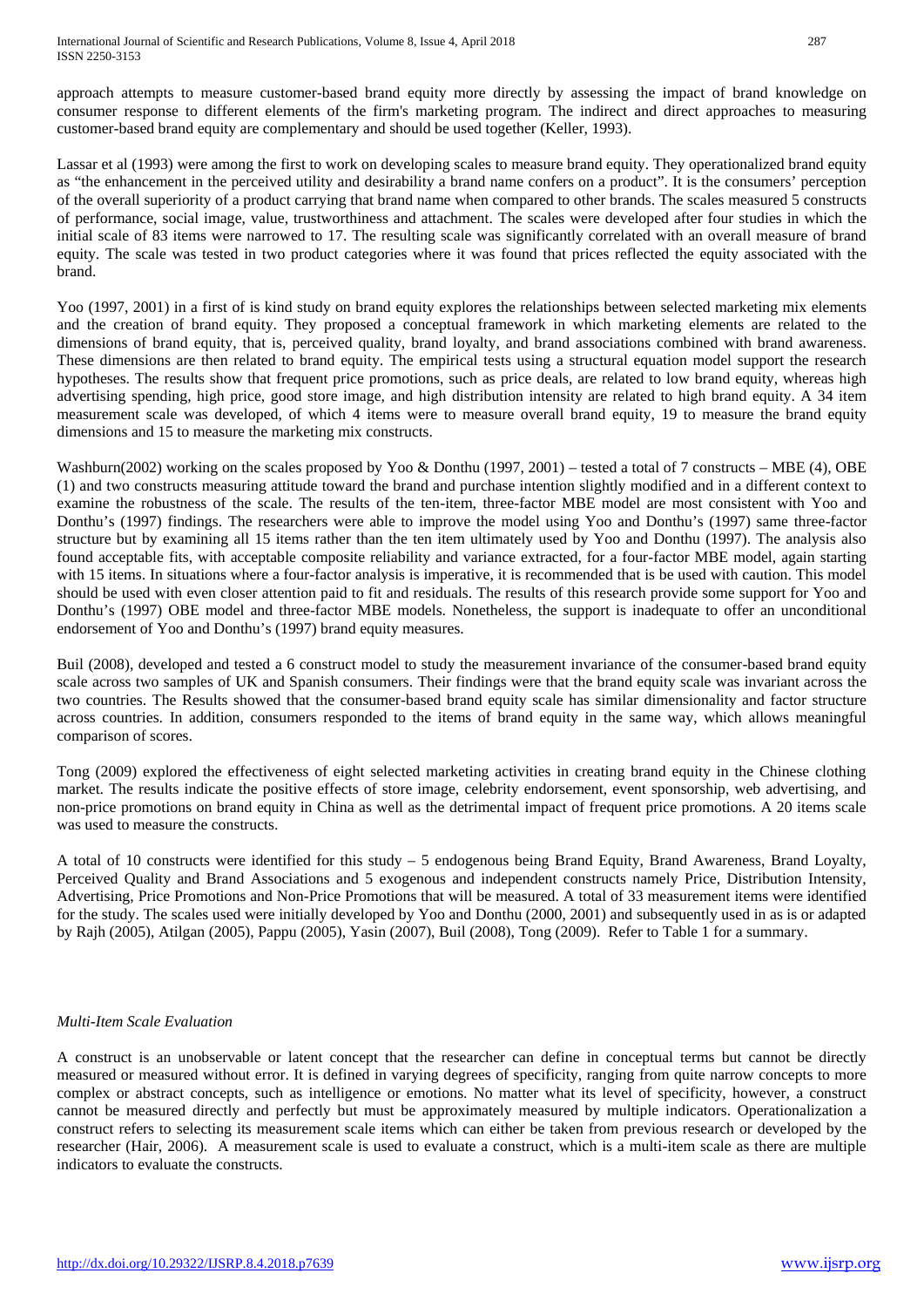approach attempts to measure customer-based brand equity more directly by assessing the impact of brand knowledge on consumer response to different elements of the firm's marketing program. The indirect and direct approaches to measuring customer-based brand equity are complementary and should be used together (Keller, 1993).

Lassar et al (1993) were among the first to work on developing scales to measure brand equity. They operationalized brand equity as "the enhancement in the perceived utility and desirability a brand name confers on a product". It is the consumers' perception of the overall superiority of a product carrying that brand name when compared to other brands. The scales measured 5 constructs of performance, social image, value, trustworthiness and attachment. The scales were developed after four studies in which the initial scale of 83 items were narrowed to 17. The resulting scale was significantly correlated with an overall measure of brand equity. The scale was tested in two product categories where it was found that prices reflected the equity associated with the brand.

Yoo (1997, 2001) in a first of is kind study on brand equity explores the relationships between selected marketing mix elements and the creation of brand equity. They proposed a conceptual framework in which marketing elements are related to the dimensions of brand equity, that is, perceived quality, brand loyalty, and brand associations combined with brand awareness. These dimensions are then related to brand equity. The empirical tests using a structural equation model support the research hypotheses. The results show that frequent price promotions, such as price deals, are related to low brand equity, whereas high advertising spending, high price, good store image, and high distribution intensity are related to high brand equity. A 34 item measurement scale was developed, of which 4 items were to measure overall brand equity, 19 to measure the brand equity dimensions and 15 to measure the marketing mix constructs.

Washburn(2002) working on the scales proposed by Yoo & Donthu (1997, 2001) – tested a total of 7 constructs – MBE (4), OBE (1) and two constructs measuring attitude toward the brand and purchase intention slightly modified and in a different context to examine the robustness of the scale. The results of the ten-item, three-factor MBE model are most consistent with Yoo and Donthu's (1997) findings. The researchers were able to improve the model using Yoo and Donthu's (1997) same three-factor structure but by examining all 15 items rather than the ten item ultimately used by Yoo and Donthu (1997). The analysis also found acceptable fits, with acceptable composite reliability and variance extracted, for a four-factor MBE model, again starting with 15 items. In situations where a four-factor analysis is imperative, it is recommended that is be used with caution. This model should be used with even closer attention paid to fit and residuals. The results of this research provide some support for Yoo and Donthu's (1997) OBE model and three-factor MBE models. Nonetheless, the support is inadequate to offer an unconditional endorsement of Yoo and Donthu's (1997) brand equity measures.

Buil (2008), developed and tested a 6 construct model to study the measurement invariance of the consumer-based brand equity scale across two samples of UK and Spanish consumers. Their findings were that the brand equity scale was invariant across the two countries. The Results showed that the consumer-based brand equity scale has similar dimensionality and factor structure across countries. In addition, consumers responded to the items of brand equity in the same way, which allows meaningful comparison of scores.

Tong (2009) explored the effectiveness of eight selected marketing activities in creating brand equity in the Chinese clothing market. The results indicate the positive effects of store image, celebrity endorsement, event sponsorship, web advertising, and non-price promotions on brand equity in China as well as the detrimental impact of frequent price promotions. A 20 items scale was used to measure the constructs.

A total of 10 constructs were identified for this study – 5 endogenous being Brand Equity, Brand Awareness, Brand Loyalty, Perceived Quality and Brand Associations and 5 exogenous and independent constructs namely Price, Distribution Intensity, Advertising, Price Promotions and Non-Price Promotions that will be measured. A total of 33 measurement items were identified for the study. The scales used were initially developed by Yoo and Donthu (2000, 2001) and subsequently used in as is or adapted by Rajh (2005), Atilgan (2005), Pappu (2005), Yasin (2007), Buil (2008), Tong (2009). Refer to Table 1 for a summary.

### *Multi-Item Scale Evaluation*

A construct is an unobservable or latent concept that the researcher can define in conceptual terms but cannot be directly measured or measured without error. It is defined in varying degrees of specificity, ranging from quite narrow concepts to more complex or abstract concepts, such as intelligence or emotions. No matter what its level of specificity, however, a construct cannot be measured directly and perfectly but must be approximately measured by multiple indicators. Operationalization a construct refers to selecting its measurement scale items which can either be taken from previous research or developed by the researcher (Hair, 2006). A measurement scale is used to evaluate a construct, which is a multi-item scale as there are multiple indicators to evaluate the constructs.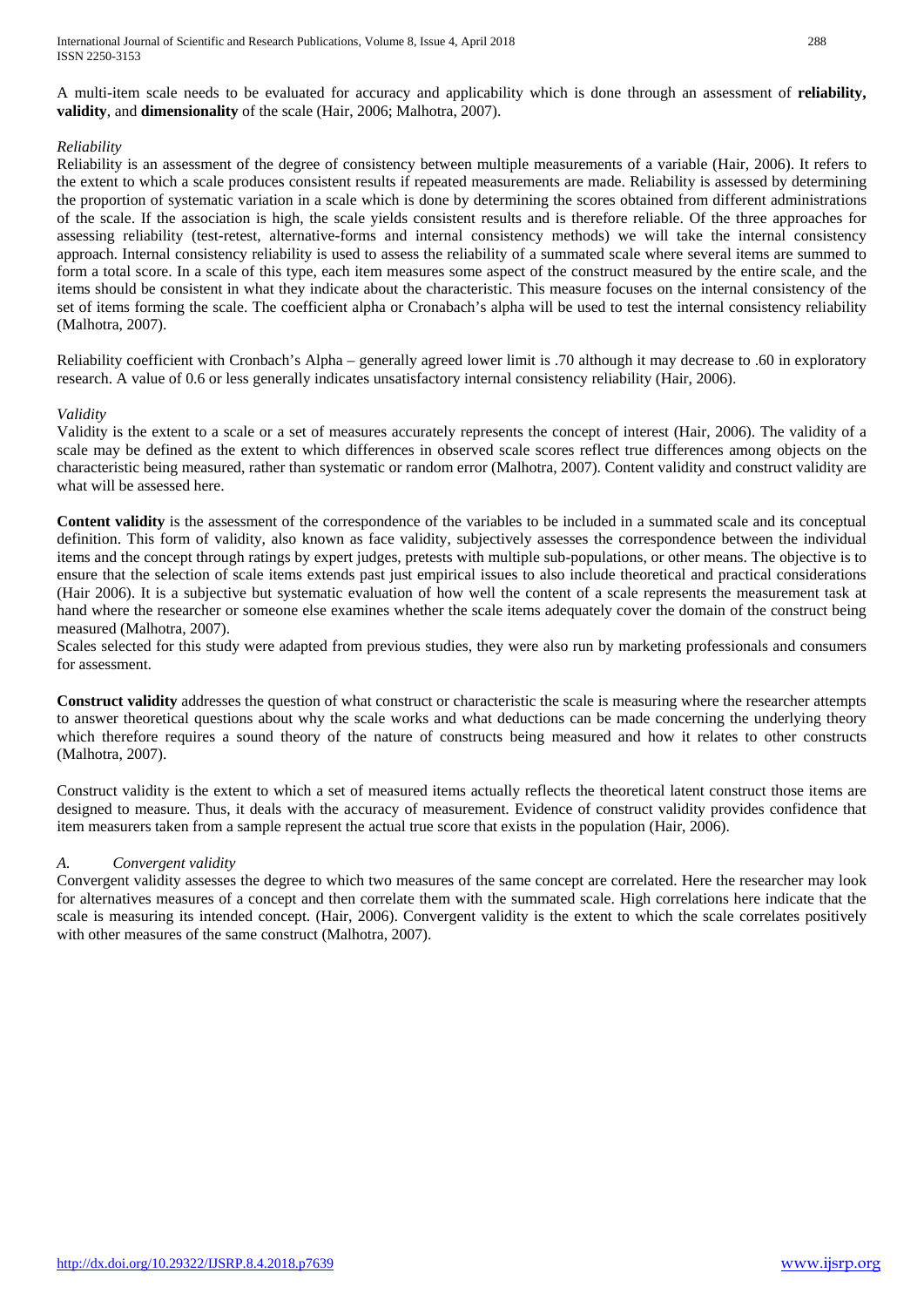A multi-item scale needs to be evaluated for accuracy and applicability which is done through an assessment of **reliability, validity**, and **dimensionality** of the scale (Hair, 2006; Malhotra, 2007).

*Reliability*

Reliability is an assessment of the degree of consistency between multiple measurements of a variable (Hair, 2006). It refers to the extent to which a scale produces consistent results if repeated measurements are made. Reliability is assessed by determining the proportion of systematic variation in a scale which is done by determining the scores obtained from different administrations of the scale. If the association is high, the scale yields consistent results and is therefore reliable. Of the three approaches for assessing reliability (test-retest, alternative-forms and internal consistency methods) we will take the internal consistency approach. Internal consistency reliability is used to assess the reliability of a summated scale where several items are summed to form a total score. In a scale of this type, each item measures some aspect of the construct measured by the entire scale, and the items should be consistent in what they indicate about the characteristic. This measure focuses on the internal consistency of the set of items forming the scale. The coefficient alpha or Cronabach's alpha will be used to test the internal consistency reliability (Malhotra, 2007).

Reliability coefficient with Cronbach's Alpha – generally agreed lower limit is .70 although it may decrease to .60 in exploratory research. A value of 0.6 or less generally indicates unsatisfactory internal consistency reliability (Hair, 2006).

*Validity*

Validity is the extent to a scale or a set of measures accurately represents the concept of interest (Hair, 2006). The validity of a scale may be defined as the extent to which differences in observed scale scores reflect true differences among objects on the characteristic being measured, rather than systematic or random error (Malhotra, 2007). Content validity and construct validity are what will be assessed here.

**Content validity** is the assessment of the correspondence of the variables to be included in a summated scale and its conceptual definition. This form of validity, also known as face validity, subjectively assesses the correspondence between the individual items and the concept through ratings by expert judges, pretests with multiple sub-populations, or other means. The objective is to ensure that the selection of scale items extends past just empirical issues to also include theoretical and practical considerations (Hair 2006). It is a subjective but systematic evaluation of how well the content of a scale represents the measurement task at hand where the researcher or someone else examines whether the scale items adequately cover the domain of the construct being measured (Malhotra, 2007).

Scales selected for this study were adapted from previous studies, they were also run by marketing professionals and consumers for assessment.

**Construct validity** addresses the question of what construct or characteristic the scale is measuring where the researcher attempts to answer theoretical questions about why the scale works and what deductions can be made concerning the underlying theory which therefore requires a sound theory of the nature of constructs being measured and how it relates to other constructs (Malhotra, 2007).

Construct validity is the extent to which a set of measured items actually reflects the theoretical latent construct those items are designed to measure. Thus, it deals with the accuracy of measurement. Evidence of construct validity provides confidence that item measurers taken from a sample represent the actual true score that exists in the population (Hair, 2006).

*A. Convergent validity*

Convergent validity assesses the degree to which two measures of the same concept are correlated. Here the researcher may look for alternatives measures of a concept and then correlate them with the summated scale. High correlations here indicate that the scale is measuring its intended concept. (Hair, 2006). Convergent validity is the extent to which the scale correlates positively with other measures of the same construct (Malhotra, 2007).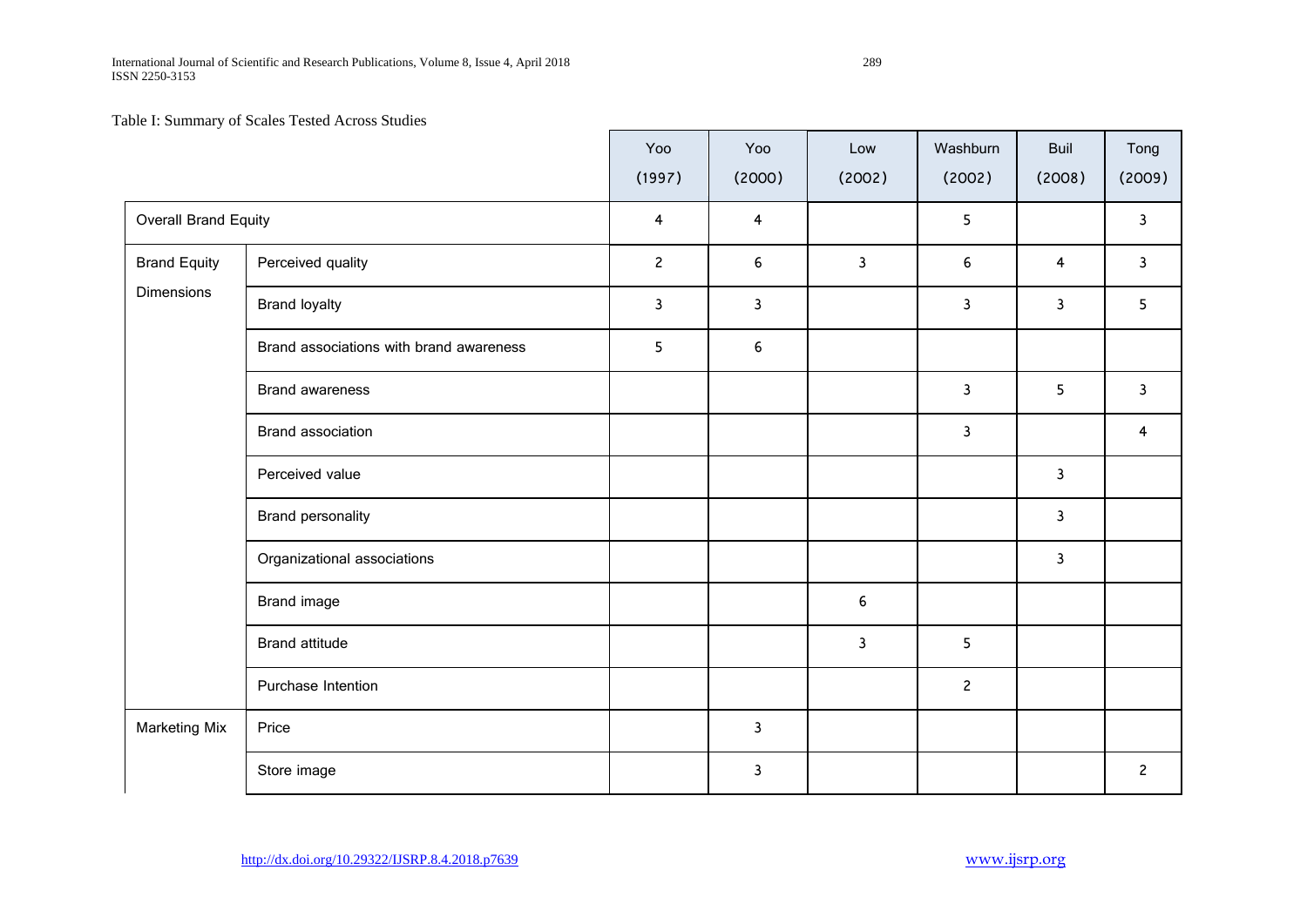Table I: Summary of Scales Tested Across Studies

| | | Yoo (1997) | Yoo (2000) | Low (2002) | Washburn (2002) | Buil (2008) | Tong (2009) |
|---|---|---|---|---|---|---|---|
| Overall Brand Equity | | 4 | 4 | | 5 | | 3 |
| Brand Equity Dimensions | Perceived quality | 2 | 6 | 3 | 6 | 4 | 3 |
| | Brand loyalty | 3 | 3 | | 3 | 3 | 5 |
| | Brand associations with brand awareness | 5 | 6 | | | | |
| | Brand awareness | | | | 3 | 5 | 3 |
| | Brand association | | | | 3 | | 4 |
| | Perceived value | | | | | 3 | |
| | Brand personality | | | | | 3 | |
| | Organizational associations | | | | | 3 | |
| | Brand image | | | 6 | | | |
| | Brand attitude | | | 3 | 5 | | |
| | Purchase Intention | | | | 2 | | |
| Marketing Mix | Price | | 3 | | | | |
| | Store image | | 3 | | | | 2 |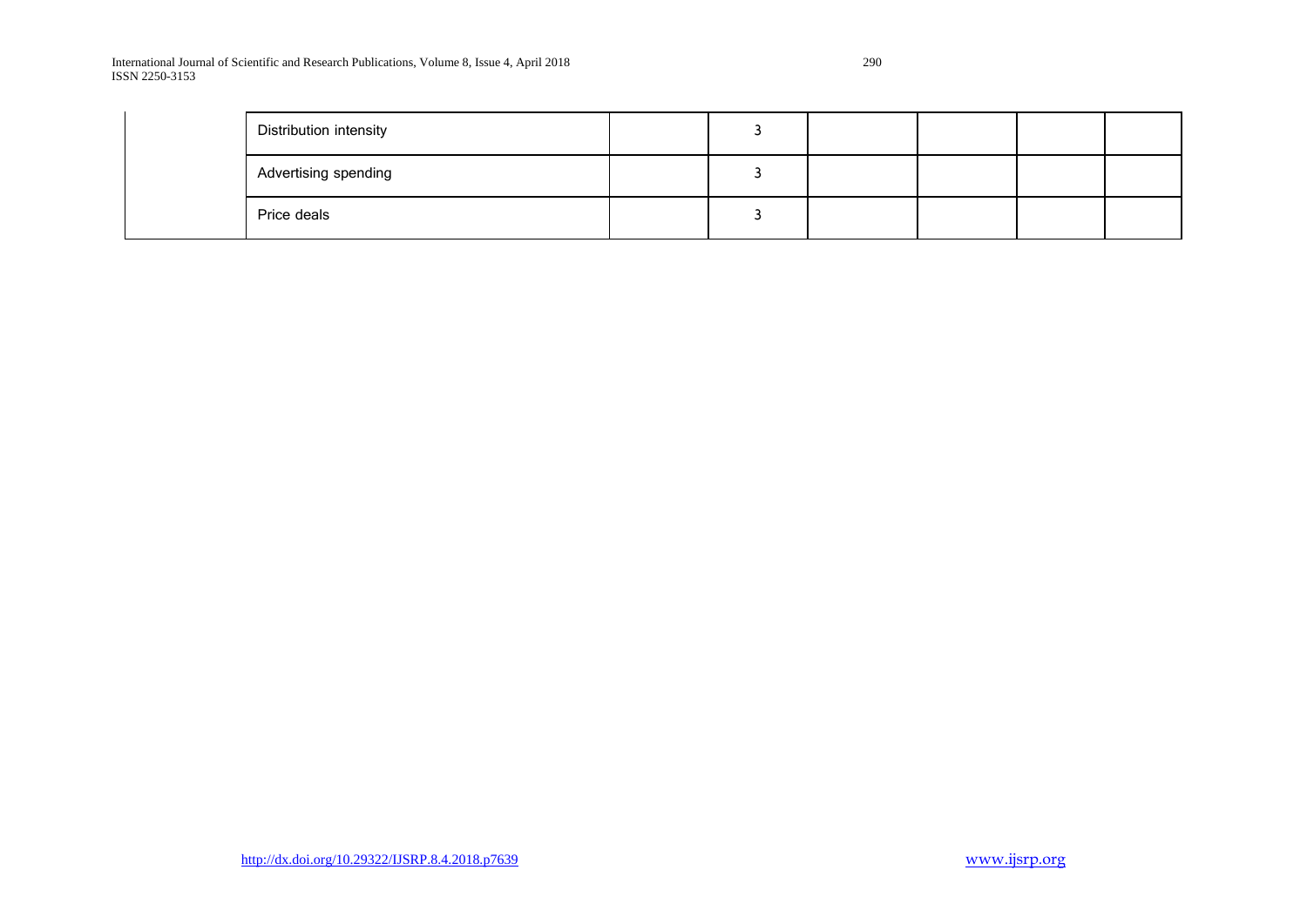| | | | | | | | |
|---|---|---|---|---|---|---|---|
| | Distribution intensity | | 3 | | | | |
| | Advertising spending | | 3 | | | | |
| | Price deals | | 3 | | | | |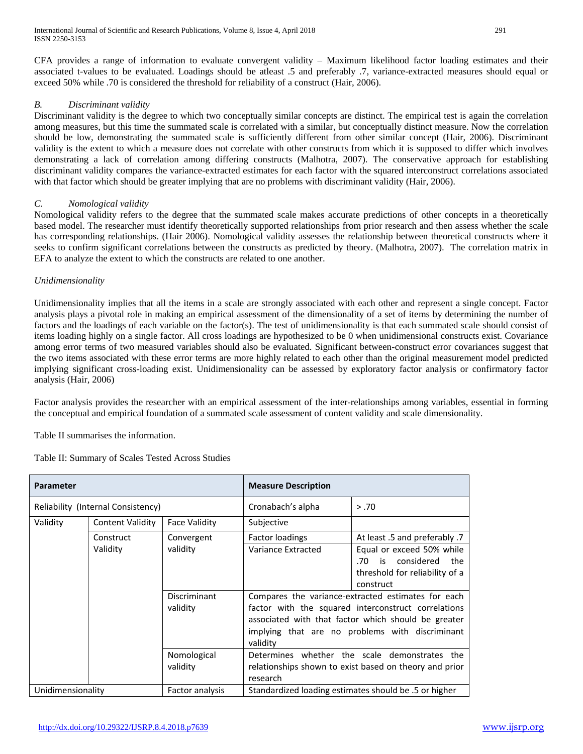CFA provides a range of information to evaluate convergent validity – Maximum likelihood factor loading estimates and their associated t-values to be evaluated. Loadings should be atleast .5 and preferably .7, variance-extracted measures should equal or exceed 50% while .70 is considered the threshold for reliability of a construct (Hair, 2006).

### *B. Discriminant validity*

Discriminant validity is the degree to which two conceptually similar concepts are distinct. The empirical test is again the correlation among measures, but this time the summated scale is correlated with a similar, but conceptually distinct measure. Now the correlation should be low, demonstrating the summated scale is sufficiently different from other similar concept (Hair, 2006). Discriminant validity is the extent to which a measure does not correlate with other constructs from which it is supposed to differ which involves demonstrating a lack of correlation among differing constructs (Malhotra, 2007). The conservative approach for establishing discriminant validity compares the variance-extracted estimates for each factor with the squared interconstruct correlations associated with that factor which should be greater implying that are no problems with discriminant validity (Hair, 2006).

### *C. Nomological validity*

Nomological validity refers to the degree that the summated scale makes accurate predictions of other concepts in a theoretically based model. The researcher must identify theoretically supported relationships from prior research and then assess whether the scale has corresponding relationships. (Hair 2006). Nomological validity assesses the relationship between theoretical constructs where it seeks to confirm significant correlations between the constructs as predicted by theory. (Malhotra, 2007). The correlation matrix in EFA to analyze the extent to which the constructs are related to one another.

### *Unidimensionality*

Unidimensionality implies that all the items in a scale are strongly associated with each other and represent a single concept. Factor analysis plays a pivotal role in making an empirical assessment of the dimensionality of a set of items by determining the number of factors and the loadings of each variable on the factor(s). The test of unidimensionality is that each summated scale should consist of items loading highly on a single factor. All cross loadings are hypothesized to be 0 when unidimensional constructs exist. Covariance among error terms of two measured variables should also be evaluated. Significant between-construct error covariances suggest that the two items associated with these error terms are more highly related to each other than the original measurement model predicted implying significant cross-loading exist. Unidimensionality can be assessed by exploratory factor analysis or confirmatory factor analysis (Hair, 2006)

Factor analysis provides the researcher with an empirical assessment of the inter-relationships among variables, essential in forming the conceptual and empirical foundation of a summated scale assessment of content validity and scale dimensionality.

Table II summarises the information.

Table II: Summary of Scales Tested Across Studies

| **Parameter** | | | **Measure Description** | |
|---|---|---|---|---|
| Reliability (Internal Consistency) | | | Cronabach's alpha | > .70 |
| Validity | Content Validity | Face Validity | Subjective | |
| | Construct Validity | Convergent validity | Factor loadings | At least .5 and preferably .7 |
| | | | Variance Extracted | Equal or exceed 50% while .70 is considered the threshold for reliability of a construct |
| | | Discriminant validity | Compares the variance-extracted estimates for each factor with the squared interconstruct correlations associated with that factor which should be greater implying that are no problems with discriminant validity | |
| | | Nomological validity | Determines whether the scale demonstrates the relationships shown to exist based on theory and prior research | |
| Unidimensionality | | Factor analysis | Standardized loading estimates should be .5 or higher | |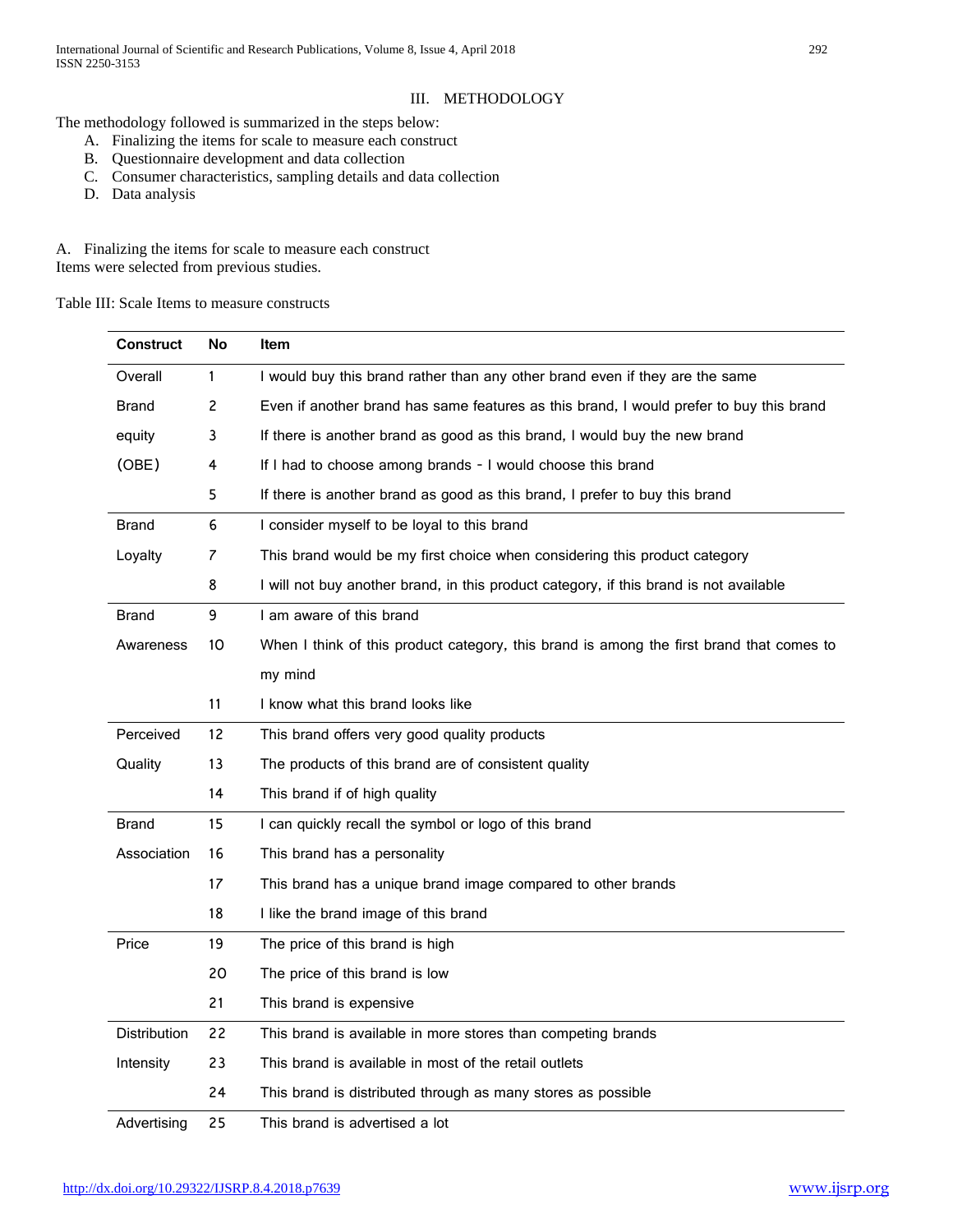## III. METHODOLOGY

The methodology followed is summarized in the steps below:

A. Finalizing the items for scale to measure each construct
B. Questionnaire development and data collection
C. Consumer characteristics, sampling details and data collection
D. Data analysis

### A. Finalizing the items for scale to measure each construct

Items were selected from previous studies.

Table III: Scale Items to measure constructs

| Construct | No | Item |
|---|---|---|
| Overall Brand equity (OBE) | 1 | I would buy this brand rather than any other brand even if they are the same |
| | 2 | Even if another brand has same features as this brand, I would prefer to buy this brand |
| | 3 | If there is another brand as good as this brand, I would buy the new brand |
| | 4 | If I had to choose among brands - I would choose this brand |
| | 5 | If there is another brand as good as this brand, I prefer to buy this brand |
| Brand Loyalty | 6 | I consider myself to be loyal to this brand |
| | 7 | This brand would be my first choice when considering this product category |
| | 8 | I will not buy another brand, in this product category, if this brand is not available |
| Brand Awareness | 9 | I am aware of this brand |
| | 10 | When I think of this product category, this brand is among the first brand that comes to my mind |
| | 11 | I know what this brand looks like |
| Perceived Quality | 12 | This brand offers very good quality products |
| | 13 | The products of this brand are of consistent quality |
| | 14 | This brand if of high quality |
| Brand Association | 15 | I can quickly recall the symbol or logo of this brand |
| | 16 | This brand has a personality |
| | 17 | This brand has a unique brand image compared to other brands |
| | 18 | I like the brand image of this brand |
| Price | 19 | The price of this brand is high |
| | 20 | The price of this brand is low |
| | 21 | This brand is expensive |
| Distribution Intensity | 22 | This brand is available in more stores than competing brands |
| | 23 | This brand is available in most of the retail outlets |
| | 24 | This brand is distributed through as many stores as possible |
| Advertising | 25 | This brand is advertised a lot |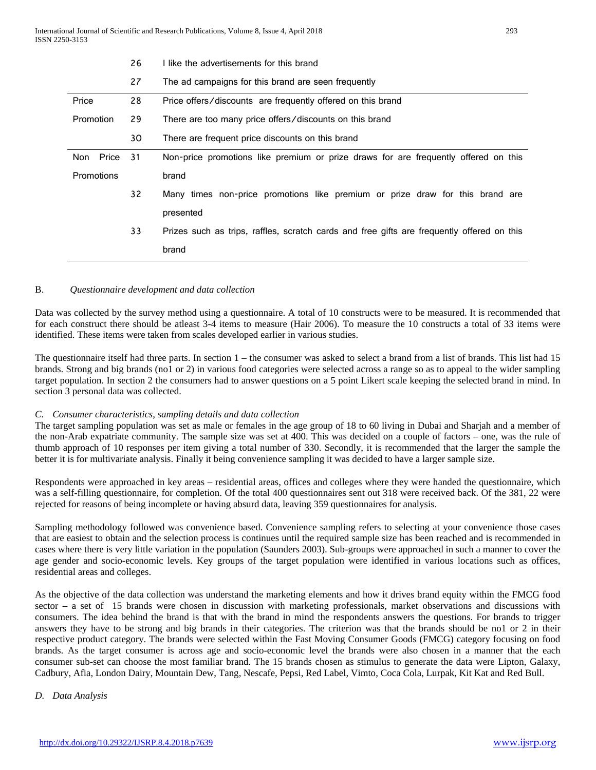| | | |
|---|---|---|
| | 26 | I like the advertisements for this brand |
| | 27 | The ad campaigns for this brand are seen frequently |
| Price Promotion | 28 | Price offers/discounts are frequently offered on this brand |
| | 29 | There are too many price offers/discounts on this brand |
| | 30 | There are frequent price discounts on this brand |
| Non Price Promotions | 31 | Non-price promotions like premium or prize draws for are frequently offered on this brand |
| | 32 | Many times non-price promotions like premium or prize draw for this brand are presented |
| | 33 | Prizes such as trips, raffles, scratch cards and free gifts are frequently offered on this brand |

### B. *Questionnaire development and data collection*

Data was collected by the survey method using a questionnaire. A total of 10 constructs were to be measured. It is recommended that for each construct there should be atleast 3-4 items to measure (Hair 2006). To measure the 10 constructs a total of 33 items were identified. These items were taken from scales developed earlier in various studies.

The questionnaire itself had three parts. In section 1 – the consumer was asked to select a brand from a list of brands. This list had 15 brands. Strong and big brands (no1 or 2) in various food categories were selected across a range so as to appeal to the wider sampling target population. In section 2 the consumers had to answer questions on a 5 point Likert scale keeping the selected brand in mind. In section 3 personal data was collected.

### C. *Consumer characteristics, sampling details and data collection*

The target sampling population was set as male or females in the age group of 18 to 60 living in Dubai and Sharjah and a member of the non-Arab expatriate community. The sample size was set at 400. This was decided on a couple of factors – one, was the rule of thumb approach of 10 responses per item giving a total number of 330. Secondly, it is recommended that the larger the sample the better it is for multivariate analysis. Finally it being convenience sampling it was decided to have a larger sample size.

Respondents were approached in key areas – residential areas, offices and colleges where they were handed the questionnaire, which was a self-filling questionnaire, for completion. Of the total 400 questionnaires sent out 318 were received back. Of the 381, 22 were rejected for reasons of being incomplete or having absurd data, leaving 359 questionnaires for analysis.

Sampling methodology followed was convenience based. Convenience sampling refers to selecting at your convenience those cases that are easiest to obtain and the selection process is continues until the required sample size has been reached and is recommended in cases where there is very little variation in the population (Saunders 2003). Sub-groups were approached in such a manner to cover the age gender and socio-economic levels. Key groups of the target population were identified in various locations such as offices, residential areas and colleges.

As the objective of the data collection was understand the marketing elements and how it drives brand equity within the FMCG food sector – a set of 15 brands were chosen in discussion with marketing professionals, market observations and discussions with consumers. The idea behind the brand is that with the brand in mind the respondents answers the questions. For brands to trigger answers they have to be strong and big brands in their categories. The criterion was that the brands should be no1 or 2 in their respective product category. The brands were selected within the Fast Moving Consumer Goods (FMCG) category focusing on food brands. As the target consumer is across age and socio-economic level the brands were also chosen in a manner that the each consumer sub-set can choose the most familiar brand. The 15 brands chosen as stimulus to generate the data were Lipton, Galaxy, Cadbury, Afia, London Dairy, Mountain Dew, Tang, Nescafe, Pepsi, Red Label, Vimto, Coca Cola, Lurpak, Kit Kat and Red Bull.

### D. *Data Analysis*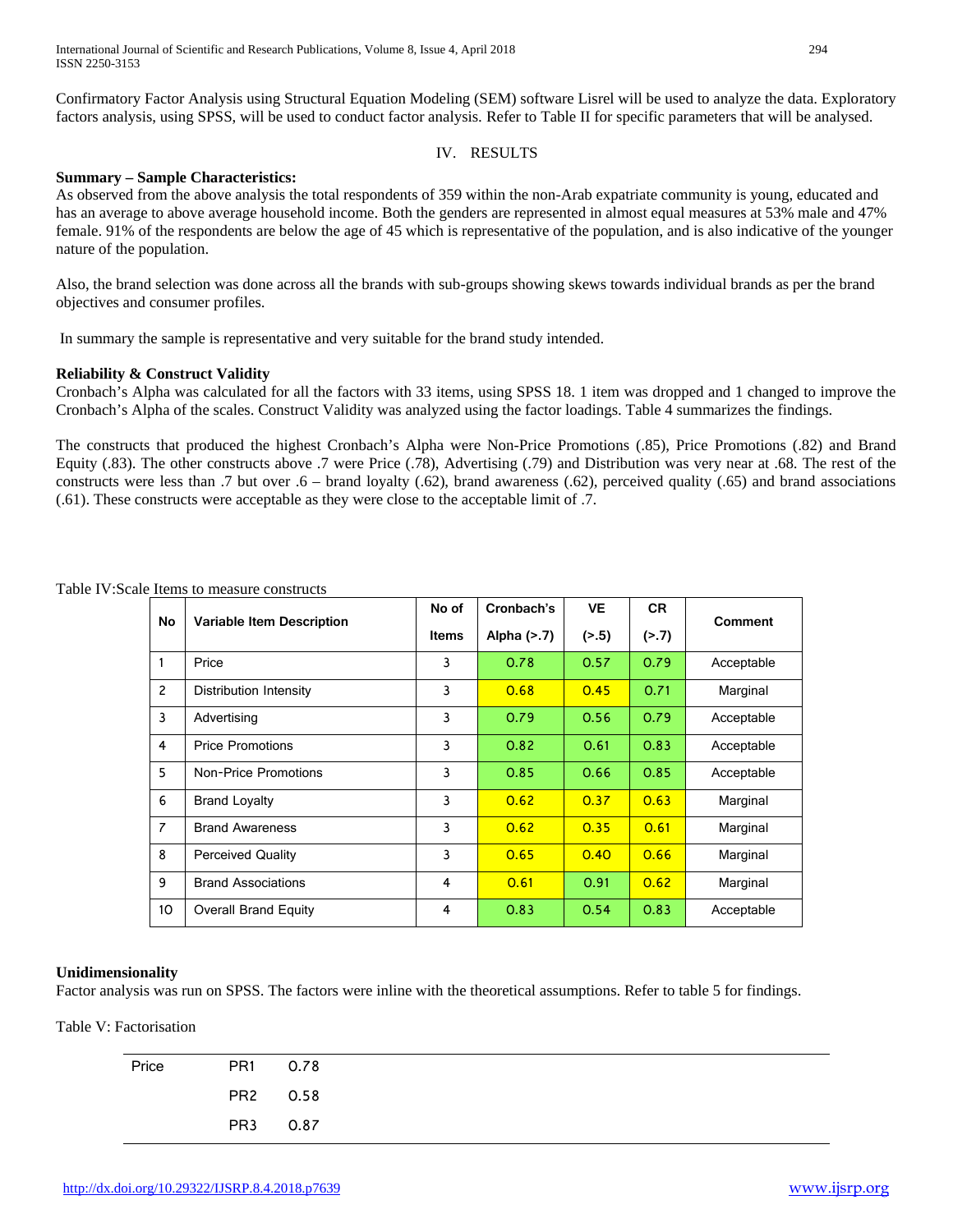Confirmatory Factor Analysis using Structural Equation Modeling (SEM) software Lisrel will be used to analyze the data. Exploratory factors analysis, using SPSS, will be used to conduct factor analysis. Refer to Table II for specific parameters that will be analysed.

## IV. RESULTS

**Summary – Sample Characteristics:**

As observed from the above analysis the total respondents of 359 within the non-Arab expatriate community is young, educated and has an average to above average household income. Both the genders are represented in almost equal measures at 53% male and 47% female. 91% of the respondents are below the age of 45 which is representative of the population, and is also indicative of the younger nature of the population.

Also, the brand selection was done across all the brands with sub-groups showing skews towards individual brands as per the brand objectives and consumer profiles.

In summary the sample is representative and very suitable for the brand study intended.

**Reliability & Construct Validity**

Cronbach's Alpha was calculated for all the factors with 33 items, using SPSS 18. 1 item was dropped and 1 changed to improve the Cronbach's Alpha of the scales. Construct Validity was analyzed using the factor loadings. Table 4 summarizes the findings.

The constructs that produced the highest Cronbach's Alpha were Non-Price Promotions (.85), Price Promotions (.82) and Brand Equity (.83). The other constructs above .7 were Price (.78), Advertising (.79) and Distribution was very near at .68. The rest of the constructs were less than .7 but over .6 – brand loyalty (.62), brand awareness (.62), perceived quality (.65) and brand associations (.61). These constructs were acceptable as they were close to the acceptable limit of .7.

Table IV:Scale Items to measure constructs

| No | Variable Item Description | No of Items | Cronbach's Alpha (>.7) | VE (>.5) | CR (>.7) | Comment |
|---|---|---|---|---|---|---|
| 1 | Price | 3 | 0.78 | 0.57 | 0.79 | Acceptable |
| 2 | Distribution Intensity | 3 | 0.68 | 0.45 | 0.71 | Marginal |
| 3 | Advertising | 3 | 0.79 | 0.56 | 0.79 | Acceptable |
| 4 | Price Promotions | 3 | 0.82 | 0.61 | 0.83 | Acceptable |
| 5 | Non-Price Promotions | 3 | 0.85 | 0.66 | 0.85 | Acceptable |
| 6 | Brand Loyalty | 3 | 0.62 | 0.37 | 0.63 | Marginal |
| 7 | Brand Awareness | 3 | 0.62 | 0.35 | 0.61 | Marginal |
| 8 | Perceived Quality | 3 | 0.65 | 0.40 | 0.66 | Marginal |
| 9 | Brand Associations | 4 | 0.61 | 0.91 | 0.62 | Marginal |
| 10 | Overall Brand Equity | 4 | 0.83 | 0.54 | 0.83 | Acceptable |

**Unidimensionality**

Factor analysis was run on SPSS. The factors were inline with the theoretical assumptions. Refer to table 5 for findings.

Table V: Factorisation

| | | |
|---|---|---|
| Price | PR1 | 0.78 |
| | PR2 | 0.58 |
| | PR3 | 0.87 |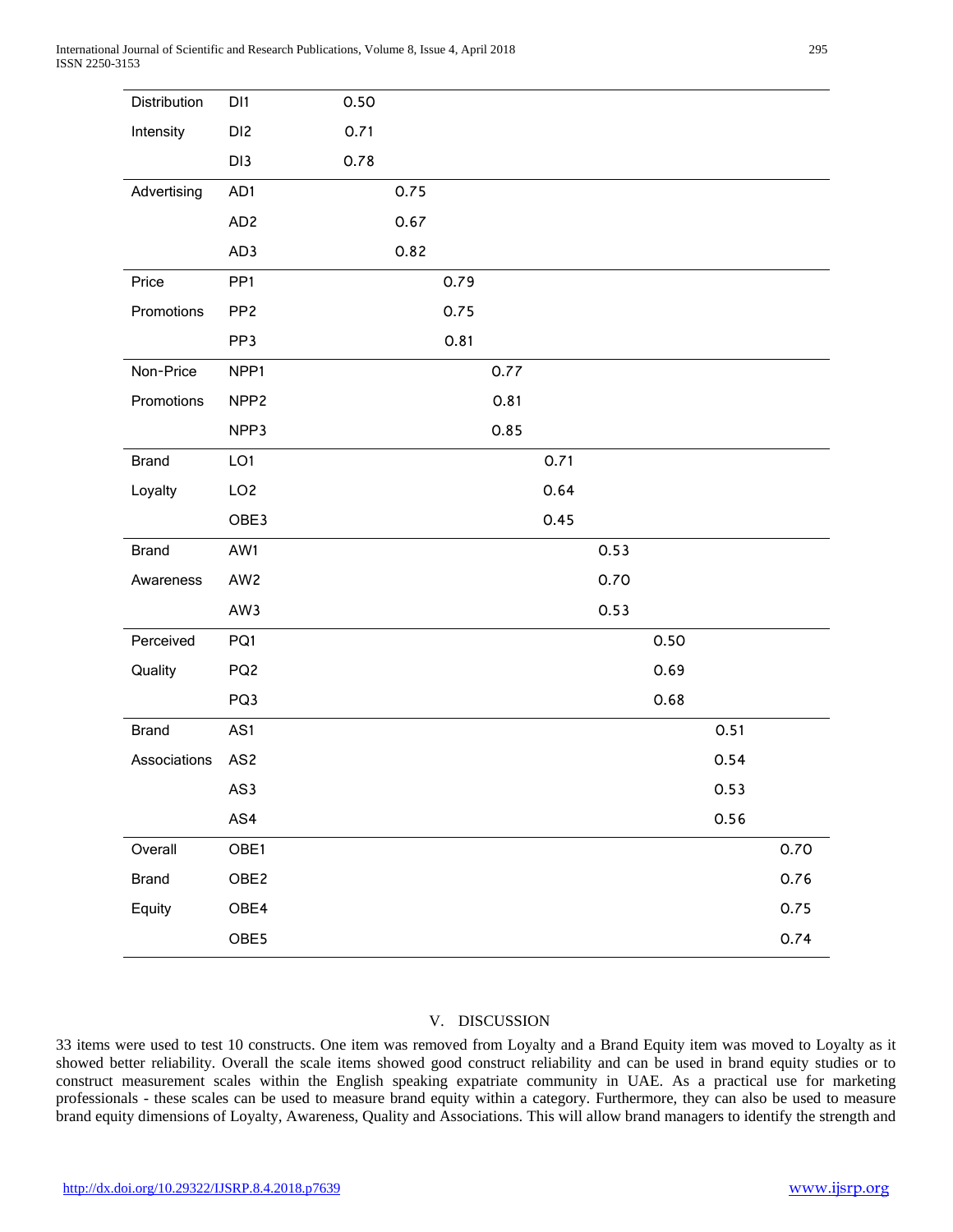| | | | | | | | | | | |
|---|---|---|---|---|---|---|---|---|---|---|
| Distribution Intensity | DI1 | 0.50 | | | | | | | | |
| | DI2 | 0.71 | | | | | | | | |
| | DI3 | 0.78 | | | | | | | | |
| Advertising | AD1 | | 0.75 | | | | | | | |
| | AD2 | | 0.67 | | | | | | | |
| | AD3 | | 0.82 | | | | | | | |
| Price Promotions | PP1 | | | 0.79 | | | | | | |
| | PP2 | | | 0.75 | | | | | | |
| | PP3 | | | 0.81 | | | | | | |
| Non-Price Promotions | NPP1 | | | | 0.77 | | | | | |
| | NPP2 | | | | 0.81 | | | | | |
| | NPP3 | | | | 0.85 | | | | | |
| Brand Loyalty | LO1 | | | | | 0.71 | | | | |
| | LO2 | | | | | 0.64 | | | | |
| | OBE3 | | | | | 0.45 | | | | |
| Brand Awareness | AW1 | | | | | | 0.53 | | | |
| | AW2 | | | | | | 0.70 | | | |
| | AW3 | | | | | | 0.53 | | | |
| Perceived Quality | PQ1 | | | | | | | 0.50 | | |
| | PQ2 | | | | | | | 0.69 | | |
| | PQ3 | | | | | | | 0.68 | | |
| Brand Associations | AS1 | | | | | | | | 0.51 | |
| | AS2 | | | | | | | | 0.54 | |
| | AS3 | | | | | | | | 0.53 | |
| | AS4 | | | | | | | | 0.56 | |
| Overall Brand Equity | OBE1 | | | | | | | | | 0.70 |
| | OBE2 | | | | | | | | | 0.76 |
| | OBE4 | | | | | | | | | 0.75 |
| | OBE5 | | | | | | | | | 0.74 |

## V. DISCUSSION

33 items were used to test 10 constructs. One item was removed from Loyalty and a Brand Equity item was moved to Loyalty as it showed better reliability. Overall the scale items showed good construct reliability and can be used in brand equity studies or to construct measurement scales within the English speaking expatriate community in UAE. As a practical use for marketing professionals - these scales can be used to measure brand equity within a category. Furthermore, they can also be used to measure brand equity dimensions of Loyalty, Awareness, Quality and Associations. This will allow brand managers to identify the strength and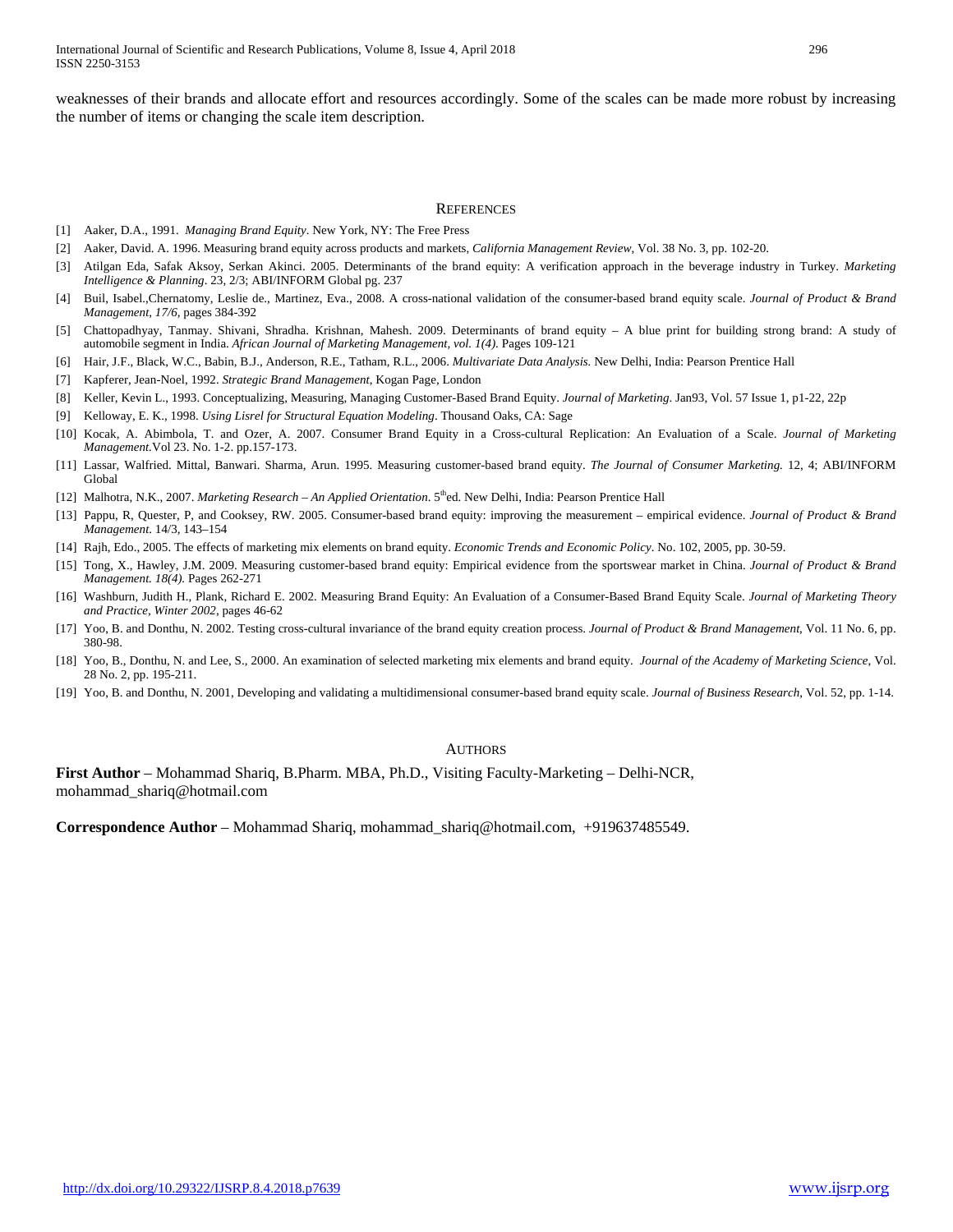weaknesses of their brands and allocate effort and resources accordingly. Some of the scales can be made more robust by increasing the number of items or changing the scale item description.

## References

[1] Aaker, D.A., 1991. *Managing Brand Equity*. New York, NY: The Free Press

[2] Aaker, David. A. 1996. Measuring brand equity across products and markets, *California Management Review*, Vol. 38 No. 3, pp. 102-20.

[3] Atilgan Eda, Safak Aksoy, Serkan Akinci. 2005. Determinants of the brand equity: A verification approach in the beverage industry in Turkey. *Marketing Intelligence & Planning*. 23, 2/3; ABI/INFORM Global pg. 237

[4] Buil, Isabel.,Chernatomy, Leslie de., Martinez, Eva., 2008. A cross-national validation of the consumer-based brand equity scale. *Journal of Product & Brand Management, 17/6,* pages 384-392

[5] Chattopadhyay, Tanmay. Shivani, Shradha. Krishnan, Mahesh. 2009. Determinants of brand equity – A blue print for building strong brand: A study of automobile segment in India. *African Journal of Marketing Management, vol. 1(4).* Pages 109-121

[6] Hair, J.F., Black, W.C., Babin, B.J., Anderson, R.E., Tatham, R.L., 2006. *Multivariate Data Analysis.* New Delhi, India: Pearson Prentice Hall

[7] Kapferer, Jean-Noel, 1992. *Strategic Brand Management*, Kogan Page, London

[8] Keller, Kevin L., 1993. Conceptualizing, Measuring, Managing Customer-Based Brand Equity. *Journal of Marketing*. Jan93, Vol. 57 Issue 1, p1-22, 22p

[9] Kelloway, E. K., 1998. *Using Lisrel for Structural Equation Modeling*. Thousand Oaks, CA: Sage

[10] Kocak, A. Abimbola, T. and Ozer, A. 2007. Consumer Brand Equity in a Cross-cultural Replication: An Evaluation of a Scale. *Journal of Marketing Management.*Vol 23. No. 1-2. pp.157-173.

[11] Lassar, Walfried. Mittal, Banwari. Sharma, Arun. 1995. Measuring customer-based brand equity. *The Journal of Consumer Marketing.* 12, 4; ABI/INFORM Global

[12] Malhotra, N.K., 2007. *Marketing Research – An Applied Orientation*. 5th ed. New Delhi, India: Pearson Prentice Hall

[13] Pappu, R, Quester, P, and Cooksey, RW. 2005. Consumer-based brand equity: improving the measurement – empirical evidence. *Journal of Product & Brand Management*. 14/3, 143–154

[14] Rajh, Edo., 2005. The effects of marketing mix elements on brand equity. *Economic Trends and Economic Policy*. No. 102, 2005, pp. 30-59.

[15] Tong, X., Hawley, J.M. 2009. Measuring customer-based brand equity: Empirical evidence from the sportswear market in China. *Journal of Product & Brand Management. 18(4).* Pages 262-271

[16] Washburn, Judith H., Plank, Richard E. 2002. Measuring Brand Equity: An Evaluation of a Consumer-Based Brand Equity Scale. *Journal of Marketing Theory and Practice, Winter 2002,* pages 46-62

[17] Yoo, B. and Donthu, N. 2002. Testing cross-cultural invariance of the brand equity creation process. *Journal of Product & Brand Management*, Vol. 11 No. 6, pp. 380-98.

[18] Yoo, B., Donthu, N. and Lee, S., 2000. An examination of selected marketing mix elements and brand equity. *Journal of the Academy of Marketing Science*, Vol. 28 No. 2, pp. 195-211.

[19] Yoo, B. and Donthu, N. 2001, Developing and validating a multidimensional consumer-based brand equity scale. *Journal of Business Research*, Vol. 52, pp. 1-14.

## Authors

**First Author** – Mohammad Shariq, B.Pharm. MBA, Ph.D., Visiting Faculty-Marketing – Delhi-NCR, mohammad_shariq@hotmail.com

**Correspondence Author** – Mohammad Shariq, mohammad_shariq@hotmail.com, +919637485549.